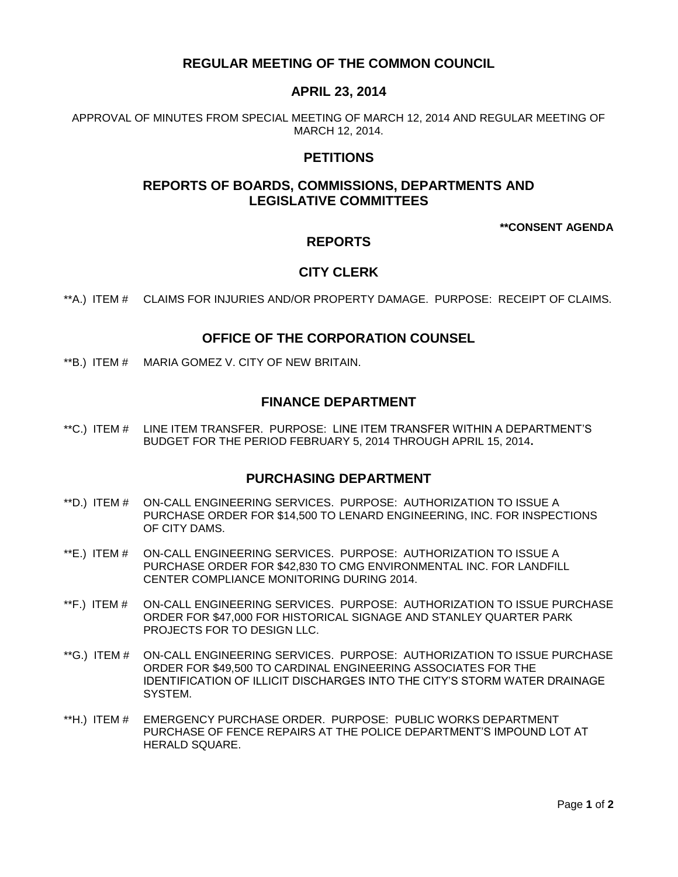# REGULAR MEETING OF THE COMMON COUNCIL

## APRIL 23, 2014

APPROVAL OF MINUTES FROM SPECIAL MEETING OF MARCH 12, 2014 AND REGULAR MEETING OF MARCH 12, 2014.

## PETITIONS

## REPORTS OF BOARDS, COMMISSIONS, DEPARTMENTS AND LEGISLATIVE COMMITTEES

**\*\*CONSENT AGENDA**

## REPORTS

## CITY CLERK

\*\*A.) ITEM # CLAIMS FOR INJURIES AND/OR PROPERTY DAMAGE. PURPOSE: RECEIPT OF CLAIMS.

## OFFICE OF THE CORPORATION COUNSEL

\*\*B.) ITEM # MARIA GOMEZ V. CITY OF NEW BRITAIN.

## FINANCE DEPARTMENT

\*\*C.) ITEM # LINE ITEM TRANSFER. PURPOSE: LINE ITEM TRANSFER WITHIN A DEPARTMENT'S BUDGET FOR THE PERIOD FEBRUARY 5, 2014 THROUGH APRIL 15, 2014**.**

## PURCHASING DEPARTMENT

\*\*D.) ITEM # ON-CALL ENGINEERING SERVICES. PURPOSE: AUTHORIZATION TO ISSUE A PURCHASE ORDER FOR $14,500 TO LENARD ENGINEERING, INC. FOR INSPECTIONS OF CITY DAMS.

\*\*E.) ITEM # ON-CALL ENGINEERING SERVICES. PURPOSE: AUTHORIZATION TO ISSUE A PURCHASE ORDER FOR $42,830 TO CMG ENVIRONMENTAL INC. FOR LANDFILL CENTER COMPLIANCE MONITORING DURING 2014.

\*\*F.) ITEM # ON-CALL ENGINEERING SERVICES. PURPOSE: AUTHORIZATION TO ISSUE PURCHASE ORDER FOR $47,000 FOR HISTORICAL SIGNAGE AND STANLEY QUARTER PARK PROJECTS FOR TO DESIGN LLC.

\*\*G.) ITEM # ON-CALL ENGINEERING SERVICES. PURPOSE: AUTHORIZATION TO ISSUE PURCHASE ORDER FOR $49,500 TO CARDINAL ENGINEERING ASSOCIATES FOR THE IDENTIFICATION OF ILLICIT DISCHARGES INTO THE CITY'S STORM WATER DRAINAGE SYSTEM.

\*\*H.) ITEM # EMERGENCY PURCHASE ORDER. PURPOSE: PUBLIC WORKS DEPARTMENT PURCHASE OF FENCE REPAIRS AT THE POLICE DEPARTMENT'S IMPOUND LOT AT HERALD SQUARE.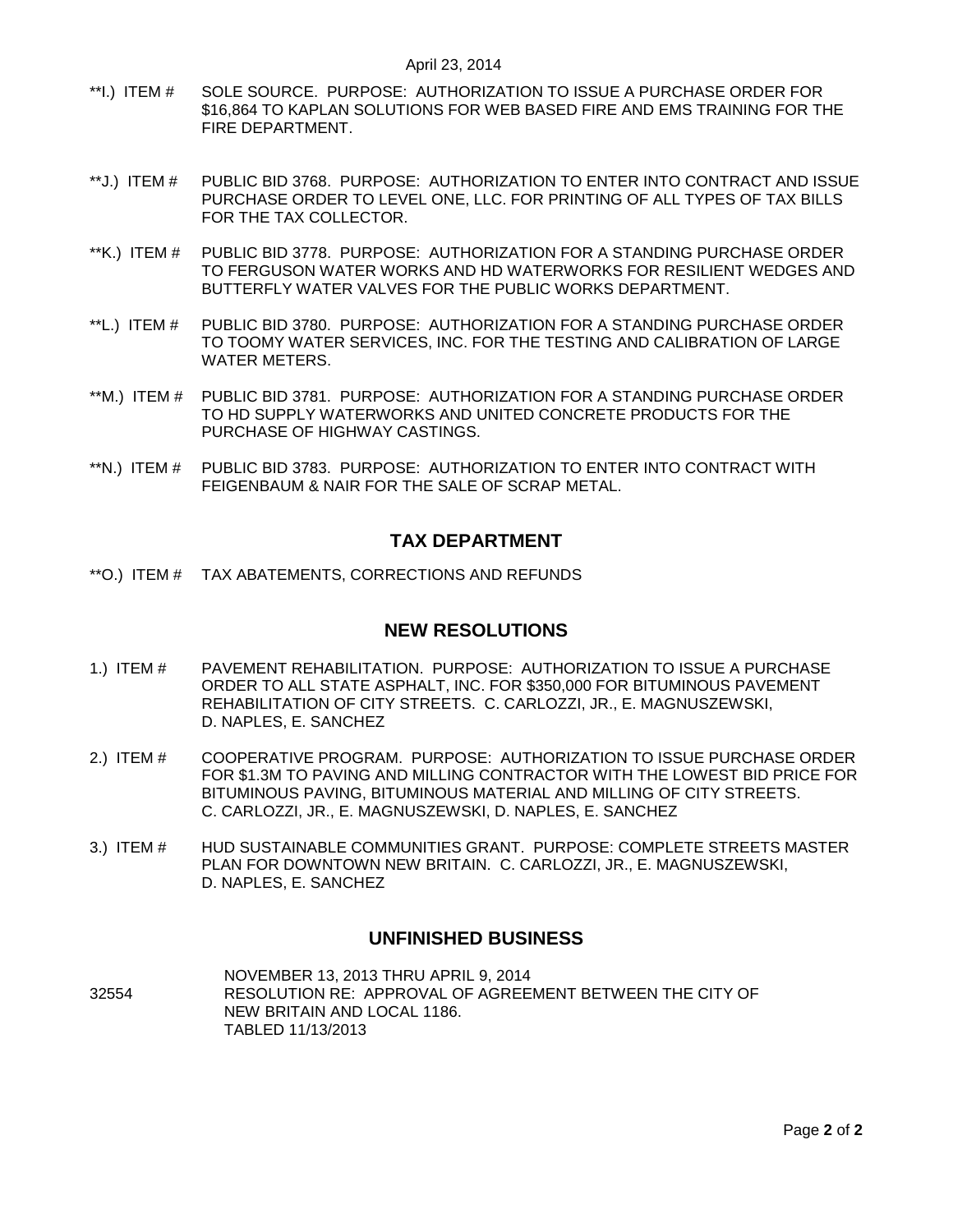April 23, 2014

**I.) ITEM # SOLE SOURCE. PURPOSE: AUTHORIZATION TO ISSUE A PURCHASE ORDER FOR $16,864 TO KAPLAN SOLUTIONS FOR WEB BASED FIRE AND EMS TRAINING FOR THE FIRE DEPARTMENT.

**J.) ITEM # PUBLIC BID 3768. PURPOSE: AUTHORIZATION TO ENTER INTO CONTRACT AND ISSUE PURCHASE ORDER TO LEVEL ONE, LLC. FOR PRINTING OF ALL TYPES OF TAX BILLS FOR THE TAX COLLECTOR.

**K.) ITEM # PUBLIC BID 3778. PURPOSE: AUTHORIZATION FOR A STANDING PURCHASE ORDER TO FERGUSON WATER WORKS AND HD WATERWORKS FOR RESILIENT WEDGES AND BUTTERFLY WATER VALVES FOR THE PUBLIC WORKS DEPARTMENT.

**L.) ITEM # PUBLIC BID 3780. PURPOSE: AUTHORIZATION FOR A STANDING PURCHASE ORDER TO TOOMY WATER SERVICES, INC. FOR THE TESTING AND CALIBRATION OF LARGE WATER METERS.

**M.) ITEM # PUBLIC BID 3781. PURPOSE: AUTHORIZATION FOR A STANDING PURCHASE ORDER TO HD SUPPLY WATERWORKS AND UNITED CONCRETE PRODUCTS FOR THE PURCHASE OF HIGHWAY CASTINGS.

**N.) ITEM # PUBLIC BID 3783. PURPOSE: AUTHORIZATION TO ENTER INTO CONTRACT WITH FEIGENBAUM & NAIR FOR THE SALE OF SCRAP METAL.

## TAX DEPARTMENT

**O.) ITEM # TAX ABATEMENTS, CORRECTIONS AND REFUNDS

## NEW RESOLUTIONS

1.) ITEM # PAVEMENT REHABILITATION. PURPOSE: AUTHORIZATION TO ISSUE A PURCHASE ORDER TO ALL STATE ASPHALT, INC. FOR $350,000 FOR BITUMINOUS PAVEMENT REHABILITATION OF CITY STREETS. C. CARLOZZI, JR., E. MAGNUSZEWSKI, D. NAPLES, E. SANCHEZ

2.) ITEM # COOPERATIVE PROGRAM. PURPOSE: AUTHORIZATION TO ISSUE PURCHASE ORDER FOR $1.3M TO PAVING AND MILLING CONTRACTOR WITH THE LOWEST BID PRICE FOR BITUMINOUS PAVING, BITUMINOUS MATERIAL AND MILLING OF CITY STREETS. C. CARLOZZI, JR., E. MAGNUSZEWSKI, D. NAPLES, E. SANCHEZ

3.) ITEM # HUD SUSTAINABLE COMMUNITIES GRANT. PURPOSE: COMPLETE STREETS MASTER PLAN FOR DOWNTOWN NEW BRITAIN. C. CARLOZZI, JR., E. MAGNUSZEWSKI, D. NAPLES, E. SANCHEZ

## UNFINISHED BUSINESS

NOVEMBER 13, 2013 THRU APRIL 9, 2014

32554 RESOLUTION RE: APPROVAL OF AGREEMENT BETWEEN THE CITY OF NEW BRITAIN AND LOCAL 1186.
TABLED 11/13/2013